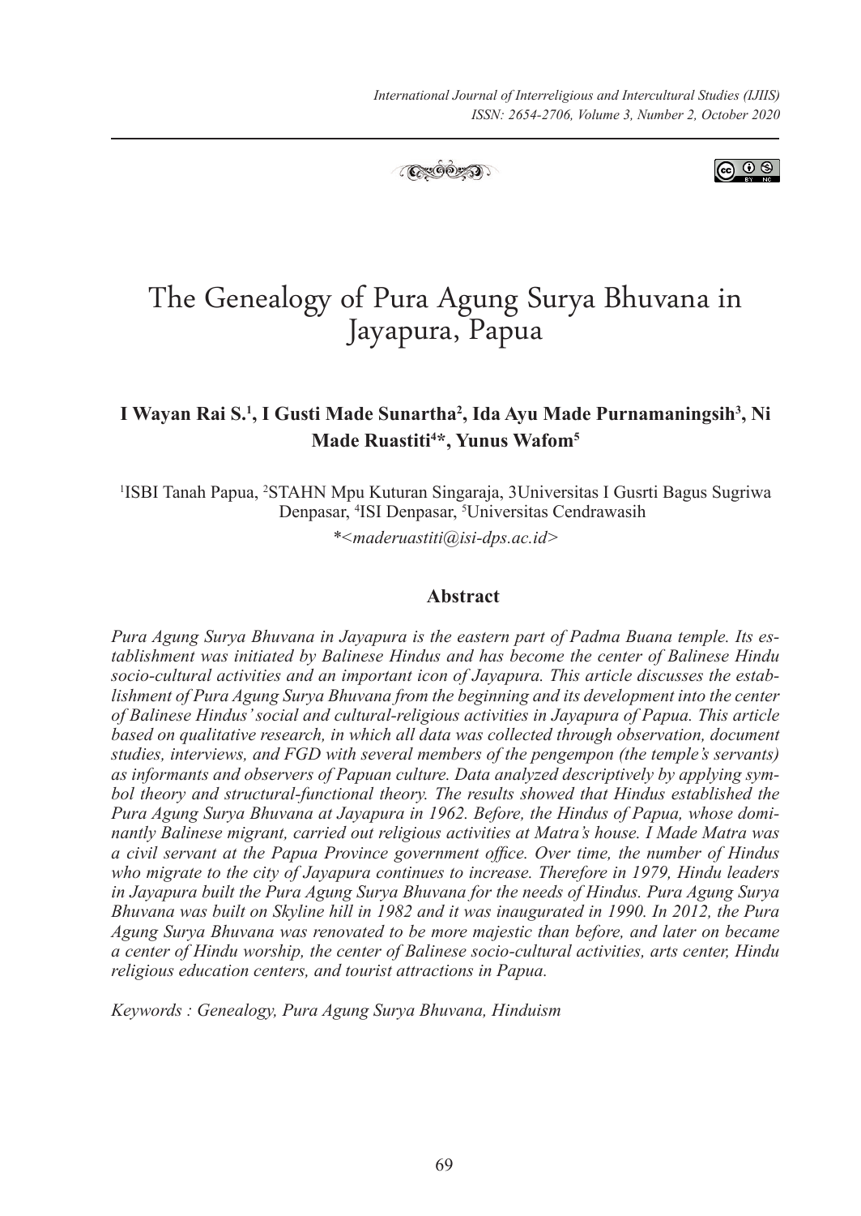# The Genealogy of Pura Agung Surya Bhuvana in Jayapura, Papua

**I Wayan Rai S.[1], I Gusti Made Sunartha[2], Ida Ayu Made Purnamaningsih[3], Ni Made Ruastiti[4]\*, Yunus Wafom[5]**

[1]ISBI Tanah Papua, [2]STAHN Mpu Kuturan Singaraja, 3Universitas I Gusrti Bagus Sugriwa Denpasar, [4]ISI Denpasar, [5]Universitas Cendrawasih

\*<*maderuastiti@isi-dps.ac.id*>

### Abstract

*Pura Agung Surya Bhuvana in Jayapura is the eastern part of Padma Buana temple. Its establishment was initiated by Balinese Hindus and has become the center of Balinese Hindu socio-cultural activities and an important icon of Jayapura. This article discusses the establishment of Pura Agung Surya Bhuvana from the beginning and its development into the center of Balinese Hindus' social and cultural-religious activities in Jayapura of Papua. This article based on qualitative research, in which all data was collected through observation, document studies, interviews, and FGD with several members of the pengempon (the temple's servants) as informants and observers of Papuan culture. Data analyzed descriptively by applying symbol theory and structural-functional theory. The results showed that Hindus established the Pura Agung Surya Bhuvana at Jayapura in 1962. Before, the Hindus of Papua, whose dominantly Balinese migrant, carried out religious activities at Matra's house. I Made Matra was a civil servant at the Papua Province government office. Over time, the number of Hindus who migrate to the city of Jayapura continues to increase. Therefore in 1979, Hindu leaders in Jayapura built the Pura Agung Surya Bhuvana for the needs of Hindus. Pura Agung Surya Bhuvana was built on Skyline hill in 1982 and it was inaugurated in 1990. In 2012, the Pura Agung Surya Bhuvana was renovated to be more majestic than before, and later on became a center of Hindu worship, the center of Balinese socio-cultural activities, arts center, Hindu religious education centers, and tourist attractions in Papua.*

*Keywords : Genealogy, Pura Agung Surya Bhuvana, Hinduism*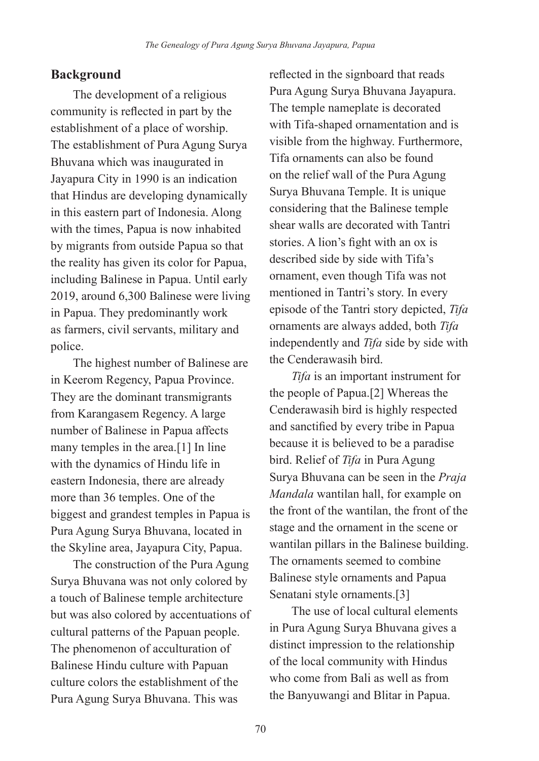## Background

The development of a religious community is reflected in part by the establishment of a place of worship. The establishment of Pura Agung Surya Bhuvana which was inaugurated in Jayapura City in 1990 is an indication that Hindus are developing dynamically in this eastern part of Indonesia. Along with the times, Papua is now inhabited by migrants from outside Papua so that the reality has given its color for Papua, including Balinese in Papua. Until early 2019, around 6,300 Balinese were living in Papua. They predominantly work as farmers, civil servants, military and police.

The highest number of Balinese are in Keerom Regency, Papua Province. They are the dominant transmigrants from Karangasem Regency. A large number of Balinese in Papua affects many temples in the area.[1] In line with the dynamics of Hindu life in eastern Indonesia, there are already more than 36 temples. One of the biggest and grandest temples in Papua is Pura Agung Surya Bhuvana, located in the Skyline area, Jayapura City, Papua.

The construction of the Pura Agung Surya Bhuvana was not only colored by a touch of Balinese temple architecture but was also colored by accentuations of cultural patterns of the Papuan people. The phenomenon of acculturation of Balinese Hindu culture with Papuan culture colors the establishment of the Pura Agung Surya Bhuvana. This was reflected in the signboard that reads Pura Agung Surya Bhuvana Jayapura. The temple nameplate is decorated with Tifa-shaped ornamentation and is visible from the highway. Furthermore, Tifa ornaments can also be found on the relief wall of the Pura Agung Surya Bhuvana Temple. It is unique considering that the Balinese temple shear walls are decorated with Tantri stories. A lion's fight with an ox is described side by side with Tifa's ornament, even though Tifa was not mentioned in Tantri's story. In every episode of the Tantri story depicted, *Tifa* ornaments are always added, both *Tifa* independently and *Tifa* side by side with the Cenderawasih bird.

*Tifa* is an important instrument for the people of Papua.[2] Whereas the Cenderawasih bird is highly respected and sanctified by every tribe in Papua because it is believed to be a paradise bird. Relief of *Tifa* in Pura Agung Surya Bhuvana can be seen in the *Praja Mandala* wantilan hall, for example on the front of the wantilan, the front of the stage and the ornament in the scene or wantilan pillars in the Balinese building. The ornaments seemed to combine Balinese style ornaments and Papua Senatani style ornaments.[3]

The use of local cultural elements in Pura Agung Surya Bhuvana gives a distinct impression to the relationship of the local community with Hindus who come from Bali as well as from the Banyuwangi and Blitar in Papua.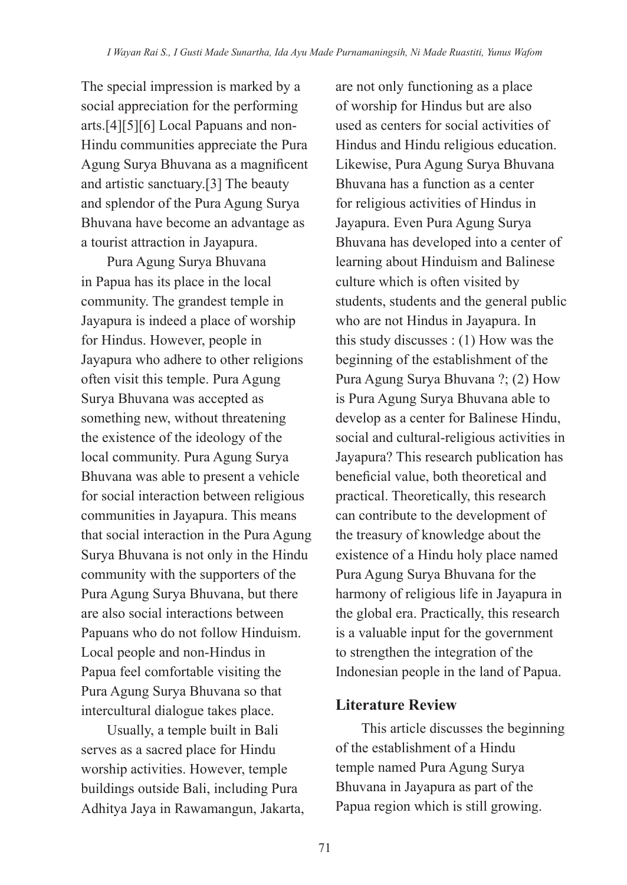The special impression is marked by a social appreciation for the performing arts.[4][5][6] Local Papuans and non-Hindu communities appreciate the Pura Agung Surya Bhuvana as a magnificent and artistic sanctuary.[3] The beauty and splendor of the Pura Agung Surya Bhuvana have become an advantage as a tourist attraction in Jayapura.

Pura Agung Surya Bhuvana in Papua has its place in the local community. The grandest temple in Jayapura is indeed a place of worship for Hindus. However, people in Jayapura who adhere to other religions often visit this temple. Pura Agung Surya Bhuvana was accepted as something new, without threatening the existence of the ideology of the local community. Pura Agung Surya Bhuvana was able to present a vehicle for social interaction between religious communities in Jayapura. This means that social interaction in the Pura Agung Surya Bhuvana is not only in the Hindu community with the supporters of the Pura Agung Surya Bhuvana, but there are also social interactions between Papuans who do not follow Hinduism. Local people and non-Hindus in Papua feel comfortable visiting the Pura Agung Surya Bhuvana so that intercultural dialogue takes place.

Usually, a temple built in Bali serves as a sacred place for Hindu worship activities. However, temple buildings outside Bali, including Pura Adhitya Jaya in Rawamangun, Jakarta, are not only functioning as a place of worship for Hindus but are also used as centers for social activities of Hindus and Hindu religious education. Likewise, Pura Agung Surya Bhuvana Bhuvana has a function as a center for religious activities of Hindus in Jayapura. Even Pura Agung Surya Bhuvana has developed into a center of learning about Hinduism and Balinese culture which is often visited by students, students and the general public who are not Hindus in Jayapura. In this study discusses : (1) How was the beginning of the establishment of the Pura Agung Surya Bhuvana ?; (2) How is Pura Agung Surya Bhuvana able to develop as a center for Balinese Hindu, social and cultural-religious activities in Jayapura? This research publication has beneficial value, both theoretical and practical. Theoretically, this research can contribute to the development of the treasury of knowledge about the existence of a Hindu holy place named Pura Agung Surya Bhuvana for the harmony of religious life in Jayapura in the global era. Practically, this research is a valuable input for the government to strengthen the integration of the Indonesian people in the land of Papua.

## Literature Review

This article discusses the beginning of the establishment of a Hindu temple named Pura Agung Surya Bhuvana in Jayapura as part of the Papua region which is still growing.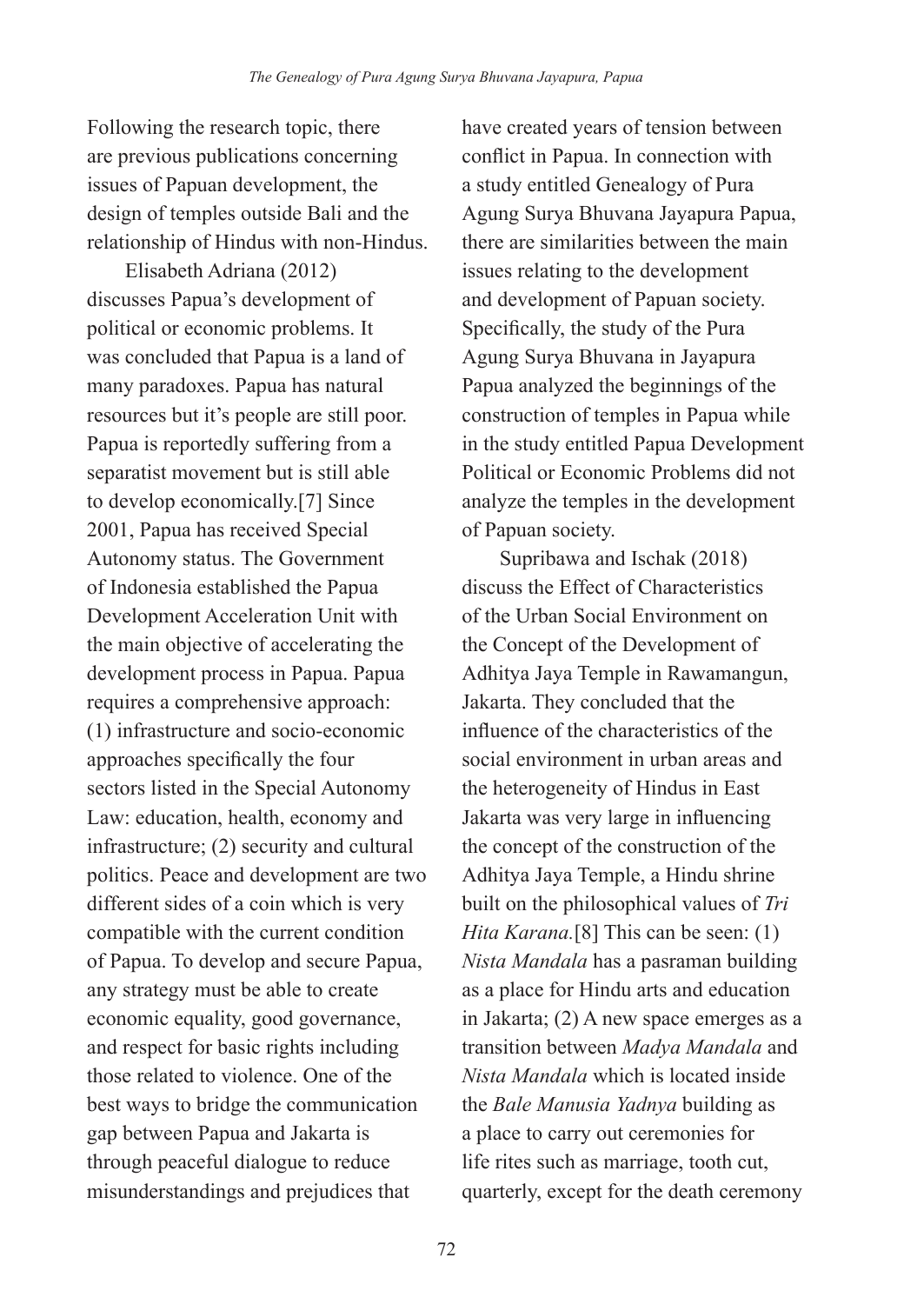Following the research topic, there are previous publications concerning issues of Papuan development, the design of temples outside Bali and the relationship of Hindus with non-Hindus.

Elisabeth Adriana (2012) discusses Papua's development of political or economic problems. It was concluded that Papua is a land of many paradoxes. Papua has natural resources but it's people are still poor. Papua is reportedly suffering from a separatist movement but is still able to develop economically.[7] Since 2001, Papua has received Special Autonomy status. The Government of Indonesia established the Papua Development Acceleration Unit with the main objective of accelerating the development process in Papua. Papua requires a comprehensive approach: (1) infrastructure and socio-economic approaches specifically the four sectors listed in the Special Autonomy Law: education, health, economy and infrastructure; (2) security and cultural politics. Peace and development are two different sides of a coin which is very compatible with the current condition of Papua. To develop and secure Papua, any strategy must be able to create economic equality, good governance, and respect for basic rights including those related to violence. One of the best ways to bridge the communication gap between Papua and Jakarta is through peaceful dialogue to reduce misunderstandings and prejudices that have created years of tension between conflict in Papua. In connection with a study entitled Genealogy of Pura Agung Surya Bhuvana Jayapura Papua, there are similarities between the main issues relating to the development and development of Papuan society. Specifically, the study of the Pura Agung Surya Bhuvana in Jayapura Papua analyzed the beginnings of the construction of temples in Papua while in the study entitled Papua Development Political or Economic Problems did not analyze the temples in the development of Papuan society.

Supribawa and Ischak (2018) discuss the Effect of Characteristics of the Urban Social Environment on the Concept of the Development of Adhitya Jaya Temple in Rawamangun, Jakarta. They concluded that the influence of the characteristics of the social environment in urban areas and the heterogeneity of Hindus in East Jakarta was very large in influencing the concept of the construction of the Adhitya Jaya Temple, a Hindu shrine built on the philosophical values of *Tri Hita Karana.*[8] This can be seen: (1) *Nista Mandala* has a pasraman building as a place for Hindu arts and education in Jakarta; (2) A new space emerges as a transition between *Madya Mandala* and *Nista Mandala* which is located inside the *Bale Manusia Yadnya* building as a place to carry out ceremonies for life rites such as marriage, tooth cut, quarterly, except for the death ceremony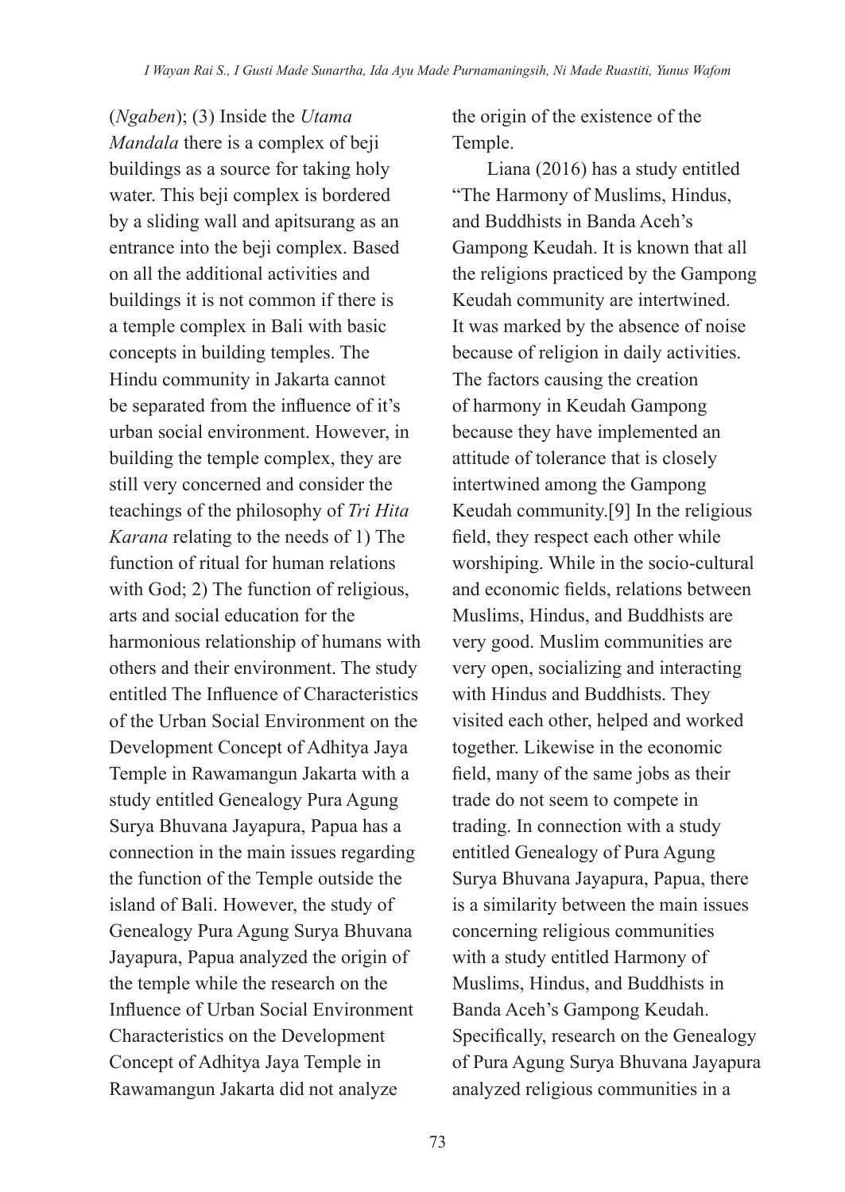(*Ngaben*); (3) Inside the *Utama Mandala* there is a complex of beji buildings as a source for taking holy water. This beji complex is bordered by a sliding wall and apitsurang as an entrance into the beji complex. Based on all the additional activities and buildings it is not common if there is a temple complex in Bali with basic concepts in building temples. The Hindu community in Jakarta cannot be separated from the influence of it's urban social environment. However, in building the temple complex, they are still very concerned and consider the teachings of the philosophy of *Tri Hita Karana* relating to the needs of 1) The function of ritual for human relations with God; 2) The function of religious, arts and social education for the harmonious relationship of humans with others and their environment. The study entitled The Influence of Characteristics of the Urban Social Environment on the Development Concept of Adhitya Jaya Temple in Rawamangun Jakarta with a study entitled Genealogy Pura Agung Surya Bhuvana Jayapura, Papua has a connection in the main issues regarding the function of the Temple outside the island of Bali. However, the study of Genealogy Pura Agung Surya Bhuvana Jayapura, Papua analyzed the origin of the temple while the research on the Influence of Urban Social Environment Characteristics on the Development Concept of Adhitya Jaya Temple in Rawamangun Jakarta did not analyze the origin of the existence of the Temple.

Liana (2016) has a study entitled "The Harmony of Muslims, Hindus, and Buddhists in Banda Aceh's Gampong Keudah. It is known that all the religions practiced by the Gampong Keudah community are intertwined. It was marked by the absence of noise because of religion in daily activities. The factors causing the creation of harmony in Keudah Gampong because they have implemented an attitude of tolerance that is closely intertwined among the Gampong Keudah community.[9] In the religious field, they respect each other while worshiping. While in the socio-cultural and economic fields, relations between Muslims, Hindus, and Buddhists are very good. Muslim communities are very open, socializing and interacting with Hindus and Buddhists. They visited each other, helped and worked together. Likewise in the economic field, many of the same jobs as their trade do not seem to compete in trading. In connection with a study entitled Genealogy of Pura Agung Surya Bhuvana Jayapura, Papua, there is a similarity between the main issues concerning religious communities with a study entitled Harmony of Muslims, Hindus, and Buddhists in Banda Aceh's Gampong Keudah. Specifically, research on the Genealogy of Pura Agung Surya Bhuvana Jayapura analyzed religious communities in a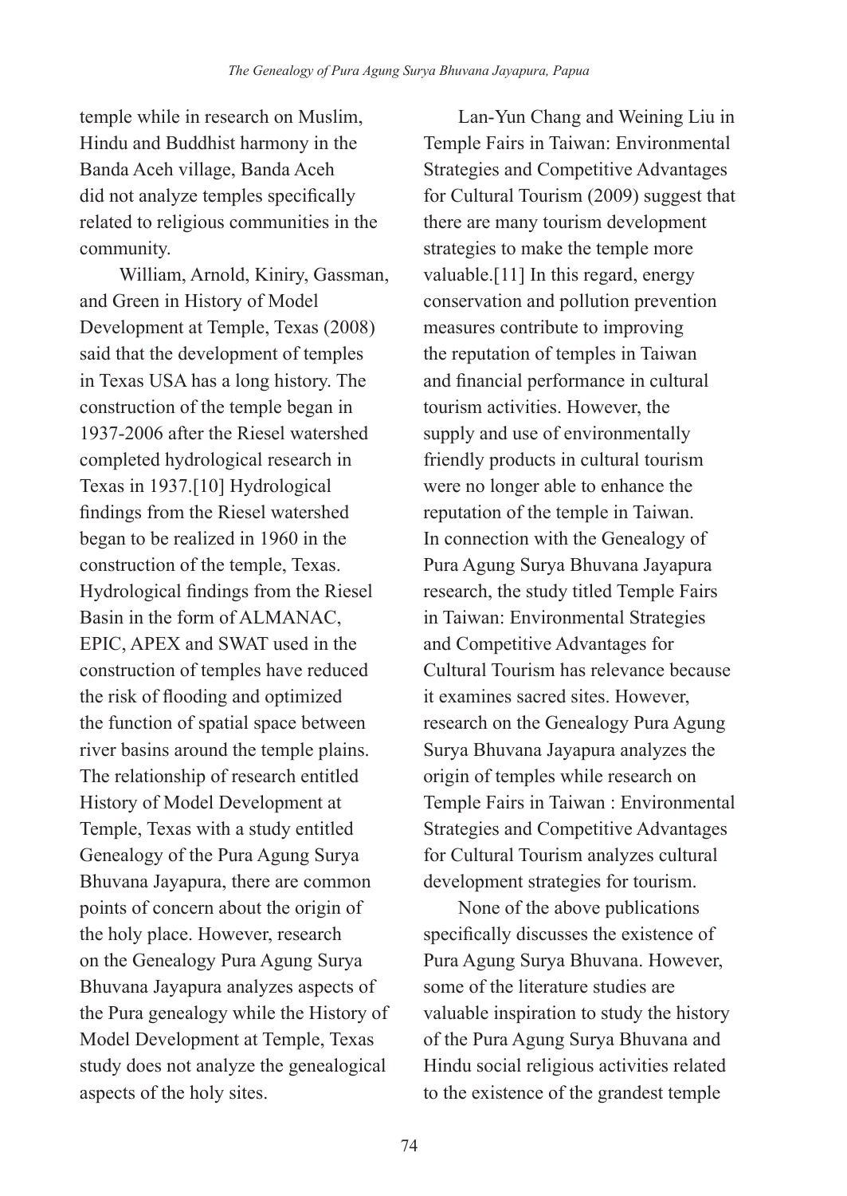temple while in research on Muslim, Hindu and Buddhist harmony in the Banda Aceh village, Banda Aceh did not analyze temples specifically related to religious communities in the community.

William, Arnold, Kiniry, Gassman, and Green in History of Model Development at Temple, Texas (2008) said that the development of temples in Texas USA has a long history. The construction of the temple began in 1937-2006 after the Riesel watershed completed hydrological research in Texas in 1937.[10] Hydrological findings from the Riesel watershed began to be realized in 1960 in the construction of the temple, Texas. Hydrological findings from the Riesel Basin in the form of ALMANAC, EPIC, APEX and SWAT used in the construction of temples have reduced the risk of flooding and optimized the function of spatial space between river basins around the temple plains. The relationship of research entitled History of Model Development at Temple, Texas with a study entitled Genealogy of the Pura Agung Surya Bhuvana Jayapura, there are common points of concern about the origin of the holy place. However, research on the Genealogy Pura Agung Surya Bhuvana Jayapura analyzes aspects of the Pura genealogy while the History of Model Development at Temple, Texas study does not analyze the genealogical aspects of the holy sites.

Lan-Yun Chang and Weining Liu in Temple Fairs in Taiwan: Environmental Strategies and Competitive Advantages for Cultural Tourism (2009) suggest that there are many tourism development strategies to make the temple more valuable.[11] In this regard, energy conservation and pollution prevention measures contribute to improving the reputation of temples in Taiwan and financial performance in cultural tourism activities. However, the supply and use of environmentally friendly products in cultural tourism were no longer able to enhance the reputation of the temple in Taiwan. In connection with the Genealogy of Pura Agung Surya Bhuvana Jayapura research, the study titled Temple Fairs in Taiwan: Environmental Strategies and Competitive Advantages for Cultural Tourism has relevance because it examines sacred sites. However, research on the Genealogy Pura Agung Surya Bhuvana Jayapura analyzes the origin of temples while research on Temple Fairs in Taiwan : Environmental Strategies and Competitive Advantages for Cultural Tourism analyzes cultural development strategies for tourism.

None of the above publications specifically discusses the existence of Pura Agung Surya Bhuvana. However, some of the literature studies are valuable inspiration to study the history of the Pura Agung Surya Bhuvana and Hindu social religious activities related to the existence of the grandest temple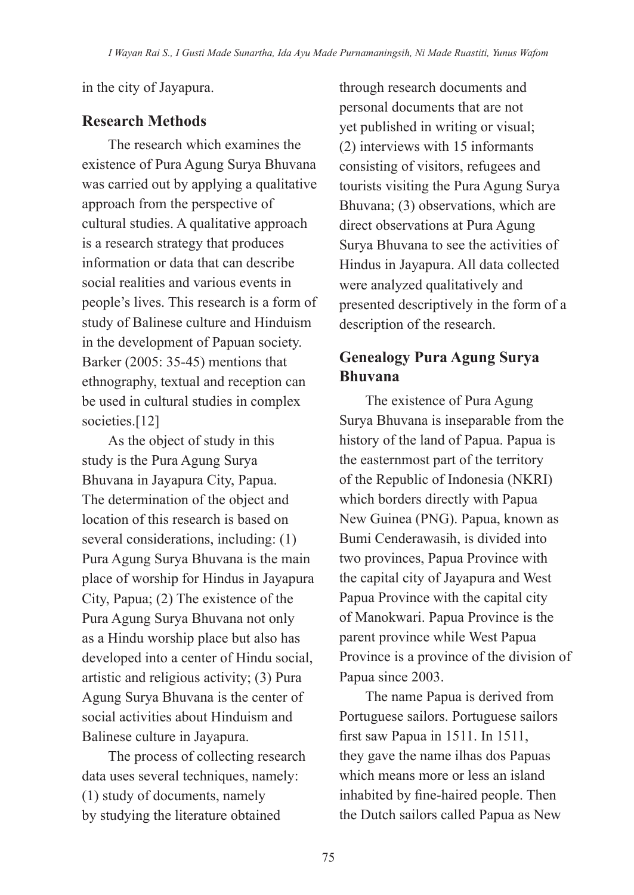in the city of Jayapura.

## Research Methods

The research which examines the existence of Pura Agung Surya Bhuvana was carried out by applying a qualitative approach from the perspective of cultural studies. A qualitative approach is a research strategy that produces information or data that can describe social realities and various events in people's lives. This research is a form of study of Balinese culture and Hinduism in the development of Papuan society. Barker (2005: 35-45) mentions that ethnography, textual and reception can be used in cultural studies in complex societies.[12]

As the object of study in this study is the Pura Agung Surya Bhuvana in Jayapura City, Papua. The determination of the object and location of this research is based on several considerations, including: (1) Pura Agung Surya Bhuvana is the main place of worship for Hindus in Jayapura City, Papua; (2) The existence of the Pura Agung Surya Bhuvana not only as a Hindu worship place but also has developed into a center of Hindu social, artistic and religious activity; (3) Pura Agung Surya Bhuvana is the center of social activities about Hinduism and Balinese culture in Jayapura.

The process of collecting research data uses several techniques, namely: (1) study of documents, namely by studying the literature obtained through research documents and personal documents that are not yet published in writing or visual; (2) interviews with 15 informants consisting of visitors, refugees and tourists visiting the Pura Agung Surya Bhuvana; (3) observations, which are direct observations at Pura Agung Surya Bhuvana to see the activities of Hindus in Jayapura. All data collected were analyzed qualitatively and presented descriptively in the form of a description of the research.

## Genealogy Pura Agung Surya Bhuvana

The existence of Pura Agung Surya Bhuvana is inseparable from the history of the land of Papua. Papua is the easternmost part of the territory of the Republic of Indonesia (NKRI) which borders directly with Papua New Guinea (PNG). Papua, known as Bumi Cenderawasih, is divided into two provinces, Papua Province with the capital city of Jayapura and West Papua Province with the capital city of Manokwari. Papua Province is the parent province while West Papua Province is a province of the division of Papua since 2003.

The name Papua is derived from Portuguese sailors. Portuguese sailors first saw Papua in 1511. In 1511, they gave the name ilhas dos Papuas which means more or less an island inhabited by fine-haired people. Then the Dutch sailors called Papua as New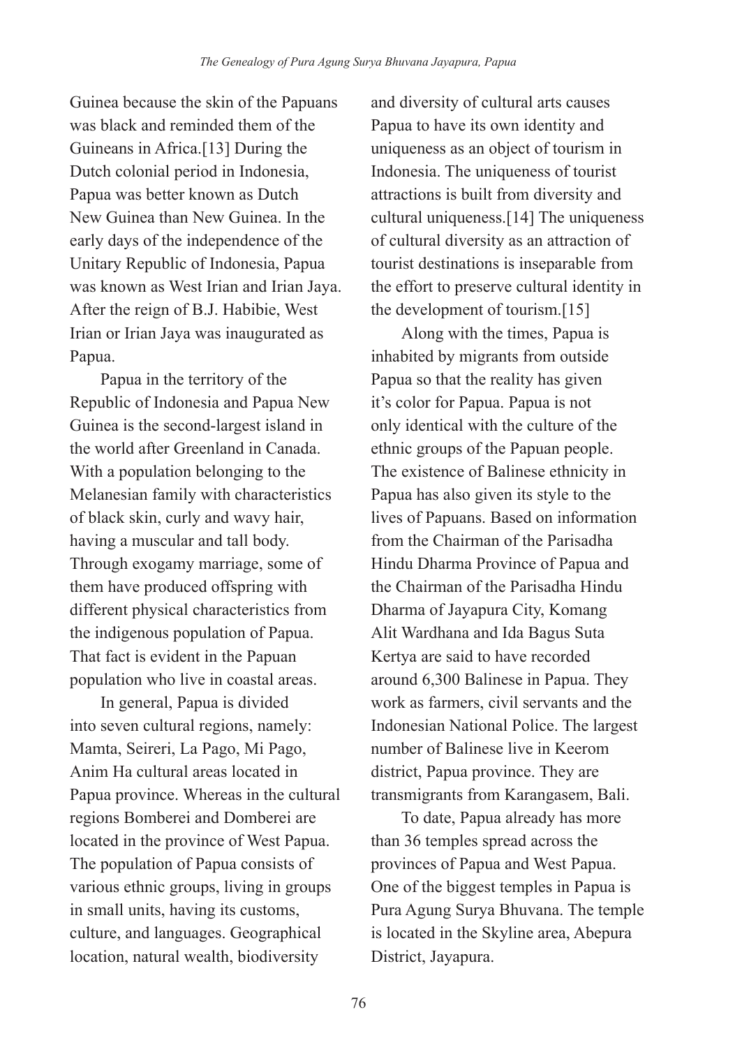Guinea because the skin of the Papuans was black and reminded them of the Guineans in Africa.[13] During the Dutch colonial period in Indonesia, Papua was better known as Dutch New Guinea than New Guinea. In the early days of the independence of the Unitary Republic of Indonesia, Papua was known as West Irian and Irian Jaya. After the reign of B.J. Habibie, West Irian or Irian Jaya was inaugurated as Papua.

Papua in the territory of the Republic of Indonesia and Papua New Guinea is the second-largest island in the world after Greenland in Canada. With a population belonging to the Melanesian family with characteristics of black skin, curly and wavy hair, having a muscular and tall body. Through exogamy marriage, some of them have produced offspring with different physical characteristics from the indigenous population of Papua. That fact is evident in the Papuan population who live in coastal areas.

In general, Papua is divided into seven cultural regions, namely: Mamta, Seireri, La Pago, Mi Pago, Anim Ha cultural areas located in Papua province. Whereas in the cultural regions Bomberei and Domberei are located in the province of West Papua. The population of Papua consists of various ethnic groups, living in groups in small units, having its customs, culture, and languages. Geographical location, natural wealth, biodiversity and diversity of cultural arts causes Papua to have its own identity and uniqueness as an object of tourism in Indonesia. The uniqueness of tourist attractions is built from diversity and cultural uniqueness.[14] The uniqueness of cultural diversity as an attraction of tourist destinations is inseparable from the effort to preserve cultural identity in the development of tourism.[15]

Along with the times, Papua is inhabited by migrants from outside Papua so that the reality has given it's color for Papua. Papua is not only identical with the culture of the ethnic groups of the Papuan people. The existence of Balinese ethnicity in Papua has also given its style to the lives of Papuans. Based on information from the Chairman of the Parisadha Hindu Dharma Province of Papua and the Chairman of the Parisadha Hindu Dharma of Jayapura City, Komang Alit Wardhana and Ida Bagus Suta Kertya are said to have recorded around 6,300 Balinese in Papua. They work as farmers, civil servants and the Indonesian National Police. The largest number of Balinese live in Keerom district, Papua province. They are transmigrants from Karangasem, Bali.

To date, Papua already has more than 36 temples spread across the provinces of Papua and West Papua. One of the biggest temples in Papua is Pura Agung Surya Bhuvana. The temple is located in the Skyline area, Abepura District, Jayapura.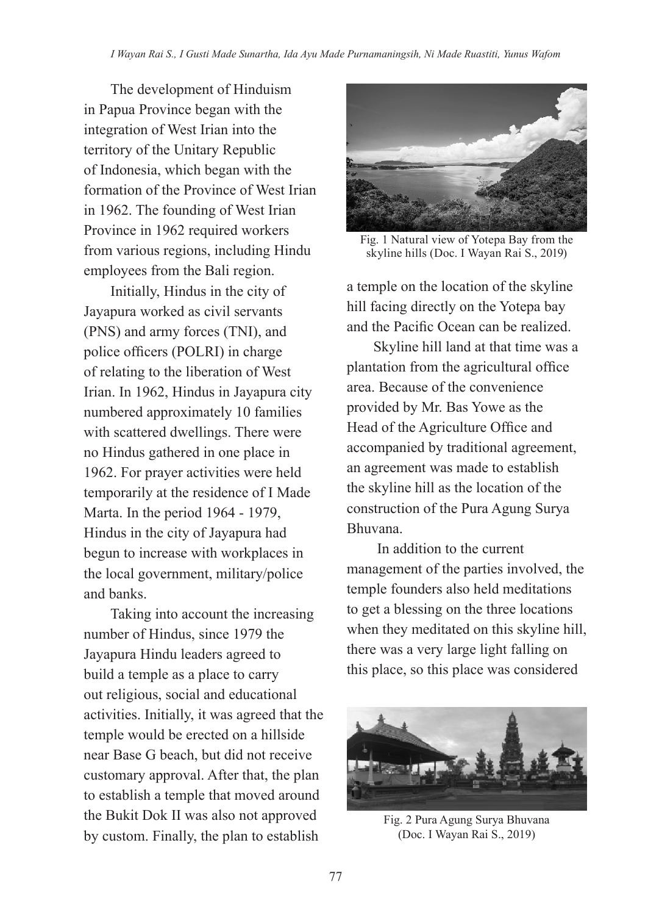The development of Hinduism in Papua Province began with the integration of West Irian into the territory of the Unitary Republic of Indonesia, which began with the formation of the Province of West Irian in 1962. The founding of West Irian Province in 1962 required workers from various regions, including Hindu employees from the Bali region.

Initially, Hindus in the city of Jayapura worked as civil servants (PNS) and army forces (TNI), and police officers (POLRI) in charge of relating to the liberation of West Irian. In 1962, Hindus in Jayapura city numbered approximately 10 families with scattered dwellings. There were no Hindus gathered in one place in 1962. For prayer activities were held temporarily at the residence of I Made Marta. In the period 1964 - 1979, Hindus in the city of Jayapura had begun to increase with workplaces in the local government, military/police and banks.

Taking into account the increasing number of Hindus, since 1979 the Jayapura Hindu leaders agreed to build a temple as a place to carry out religious, social and educational activities. Initially, it was agreed that the temple would be erected on a hillside near Base G beach, but did not receive customary approval. After that, the plan to establish a temple that moved around the Bukit Dok II was also not approved by custom. Finally, the plan to establish a temple on the location of the skyline hill facing directly on the Yotepa bay and the Pacific Ocean can be realized.

Fig. 1 Natural view of Yotepa Bay from the skyline hills (Doc. I Wayan Rai S., 2019)

Skyline hill land at that time was a plantation from the agricultural office area. Because of the convenience provided by Mr. Bas Yowe as the Head of the Agriculture Office and accompanied by traditional agreement, an agreement was made to establish the skyline hill as the location of the construction of the Pura Agung Surya Bhuvana.

In addition to the current management of the parties involved, the temple founders also held meditations to get a blessing on the three locations when they meditated on this skyline hill, there was a very large light falling on this place, so this place was considered

Fig. 2 Pura Agung Surya Bhuvana (Doc. I Wayan Rai S., 2019)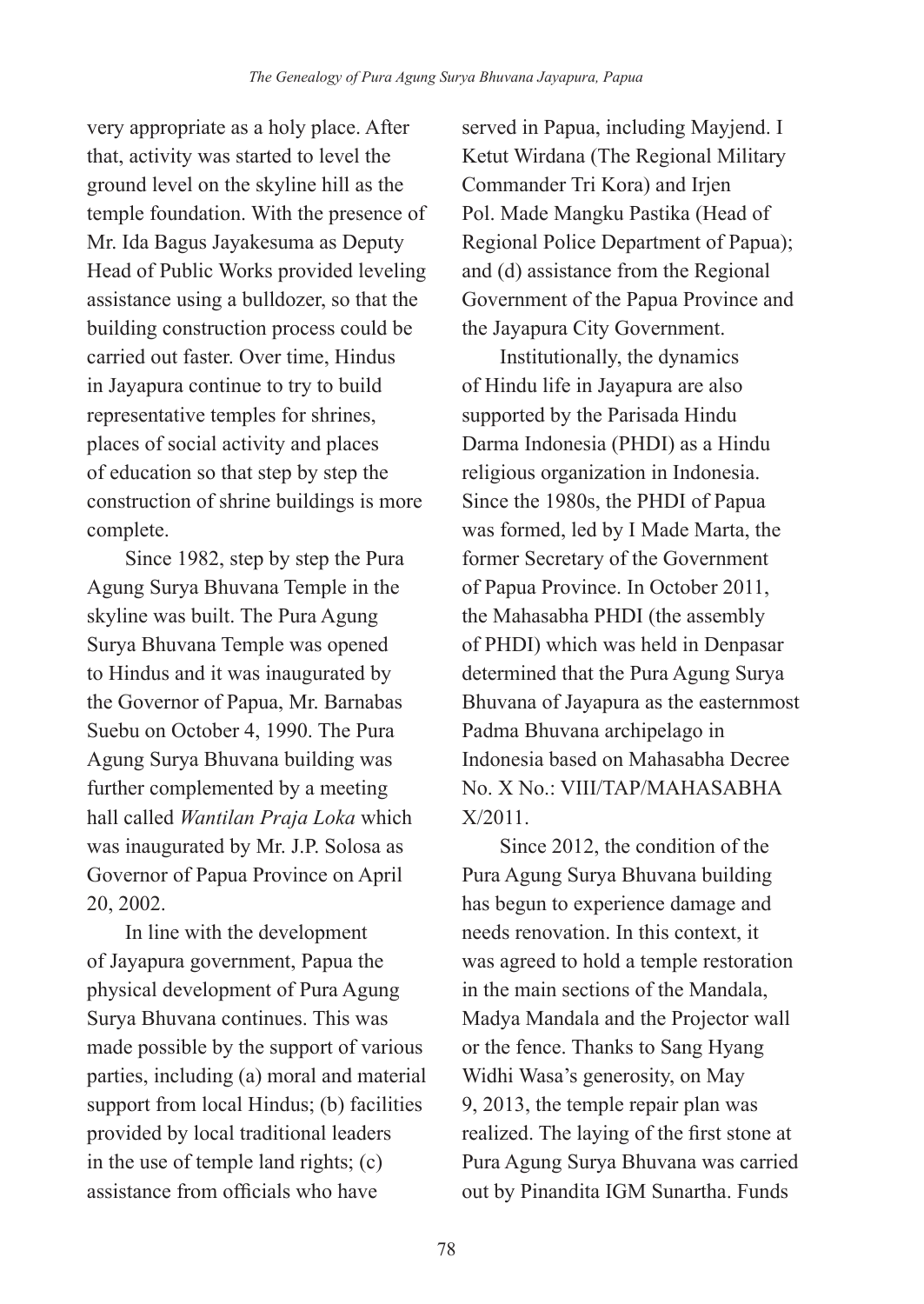very appropriate as a holy place. After that, activity was started to level the ground level on the skyline hill as the temple foundation. With the presence of Mr. Ida Bagus Jayakesuma as Deputy Head of Public Works provided leveling assistance using a bulldozer, so that the building construction process could be carried out faster. Over time, Hindus in Jayapura continue to try to build representative temples for shrines, places of social activity and places of education so that step by step the construction of shrine buildings is more complete.

Since 1982, step by step the Pura Agung Surya Bhuvana Temple in the skyline was built. The Pura Agung Surya Bhuvana Temple was opened to Hindus and it was inaugurated by the Governor of Papua, Mr. Barnabas Suebu on October 4, 1990. The Pura Agung Surya Bhuvana building was further complemented by a meeting hall called *Wantilan Praja Loka* which was inaugurated by Mr. J.P. Solosa as Governor of Papua Province on April 20, 2002.

In line with the development of Jayapura government, Papua the physical development of Pura Agung Surya Bhuvana continues. This was made possible by the support of various parties, including (a) moral and material support from local Hindus; (b) facilities provided by local traditional leaders in the use of temple land rights; (c) assistance from officials who have served in Papua, including Mayjend. I Ketut Wirdana (The Regional Military Commander Tri Kora) and Irjen Pol. Made Mangku Pastika (Head of Regional Police Department of Papua); and (d) assistance from the Regional Government of the Papua Province and the Jayapura City Government.

Institutionally, the dynamics of Hindu life in Jayapura are also supported by the Parisada Hindu Darma Indonesia (PHDI) as a Hindu religious organization in Indonesia. Since the 1980s, the PHDI of Papua was formed, led by I Made Marta, the former Secretary of the Government of Papua Province. In October 2011, the Mahasabha PHDI (the assembly of PHDI) which was held in Denpasar determined that the Pura Agung Surya Bhuvana of Jayapura as the easternmost Padma Bhuvana archipelago in Indonesia based on Mahasabha Decree No. X No.: VIII/TAP/MAHASABHA X/2011.

Since 2012, the condition of the Pura Agung Surya Bhuvana building has begun to experience damage and needs renovation. In this context, it was agreed to hold a temple restoration in the main sections of the Mandala, Madya Mandala and the Projector wall or the fence. Thanks to Sang Hyang Widhi Wasa's generosity, on May 9, 2013, the temple repair plan was realized. The laying of the first stone at Pura Agung Surya Bhuvana was carried out by Pinandita IGM Sunartha. Funds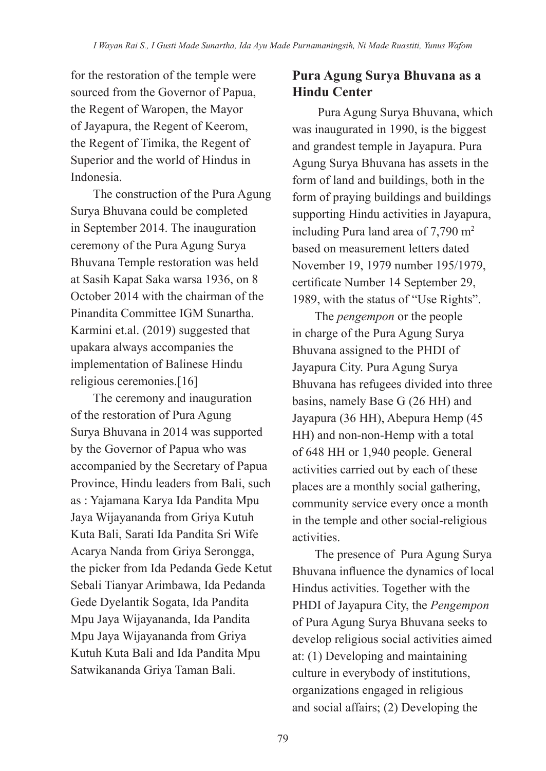for the restoration of the temple were sourced from the Governor of Papua, the Regent of Waropen, the Mayor of Jayapura, the Regent of Keerom, the Regent of Timika, the Regent of Superior and the world of Hindus in Indonesia.

The construction of the Pura Agung Surya Bhuvana could be completed in September 2014. The inauguration ceremony of the Pura Agung Surya Bhuvana Temple restoration was held at Sasih Kapat Saka warsa 1936, on 8 October 2014 with the chairman of the Pinandita Committee IGM Sunartha. Karmini et.al. (2019) suggested that upakara always accompanies the implementation of Balinese Hindu religious ceremonies.[16]

The ceremony and inauguration of the restoration of Pura Agung Surya Bhuvana in 2014 was supported by the Governor of Papua who was accompanied by the Secretary of Papua Province, Hindu leaders from Bali, such as : Yajamana Karya Ida Pandita Mpu Jaya Wijayananda from Griya Kutuh Kuta Bali, Sarati Ida Pandita Sri Wife Acarya Nanda from Griya Serongga, the picker from Ida Pedanda Gede Ketut Sebali Tianyar Arimbawa, Ida Pedanda Gede Dyelantik Sogata, Ida Pandita Mpu Jaya Wijayananda, Ida Pandita Mpu Jaya Wijayananda from Griya Kutuh Kuta Bali and Ida Pandita Mpu Satwikananda Griya Taman Bali.

## Pura Agung Surya Bhuvana as a Hindu Center

Pura Agung Surya Bhuvana, which was inaugurated in 1990, is the biggest and grandest temple in Jayapura. Pura Agung Surya Bhuvana has assets in the form of land and buildings, both in the form of praying buildings and buildings supporting Hindu activities in Jayapura, including Pura land area of 7,790 $m^2$ based on measurement letters dated November 19, 1979 number 195/1979, certificate Number 14 September 29, 1989, with the status of "Use Rights".

The *pengempon* or the people in charge of the Pura Agung Surya Bhuvana assigned to the PHDI of Jayapura City. Pura Agung Surya Bhuvana has refugees divided into three basins, namely Base G (26 HH) and Jayapura (36 HH), Abepura Hemp (45 HH) and non-non-Hemp with a total of 648 HH or 1,940 people. General activities carried out by each of these places are a monthly social gathering, community service every once a month in the temple and other social-religious activities.

The presence of Pura Agung Surya Bhuvana influence the dynamics of local Hindus activities. Together with the PHDI of Jayapura City, the *Pengempon* of Pura Agung Surya Bhuvana seeks to develop religious social activities aimed at: (1) Developing and maintaining culture in everybody of institutions, organizations engaged in religious and social affairs; (2) Developing the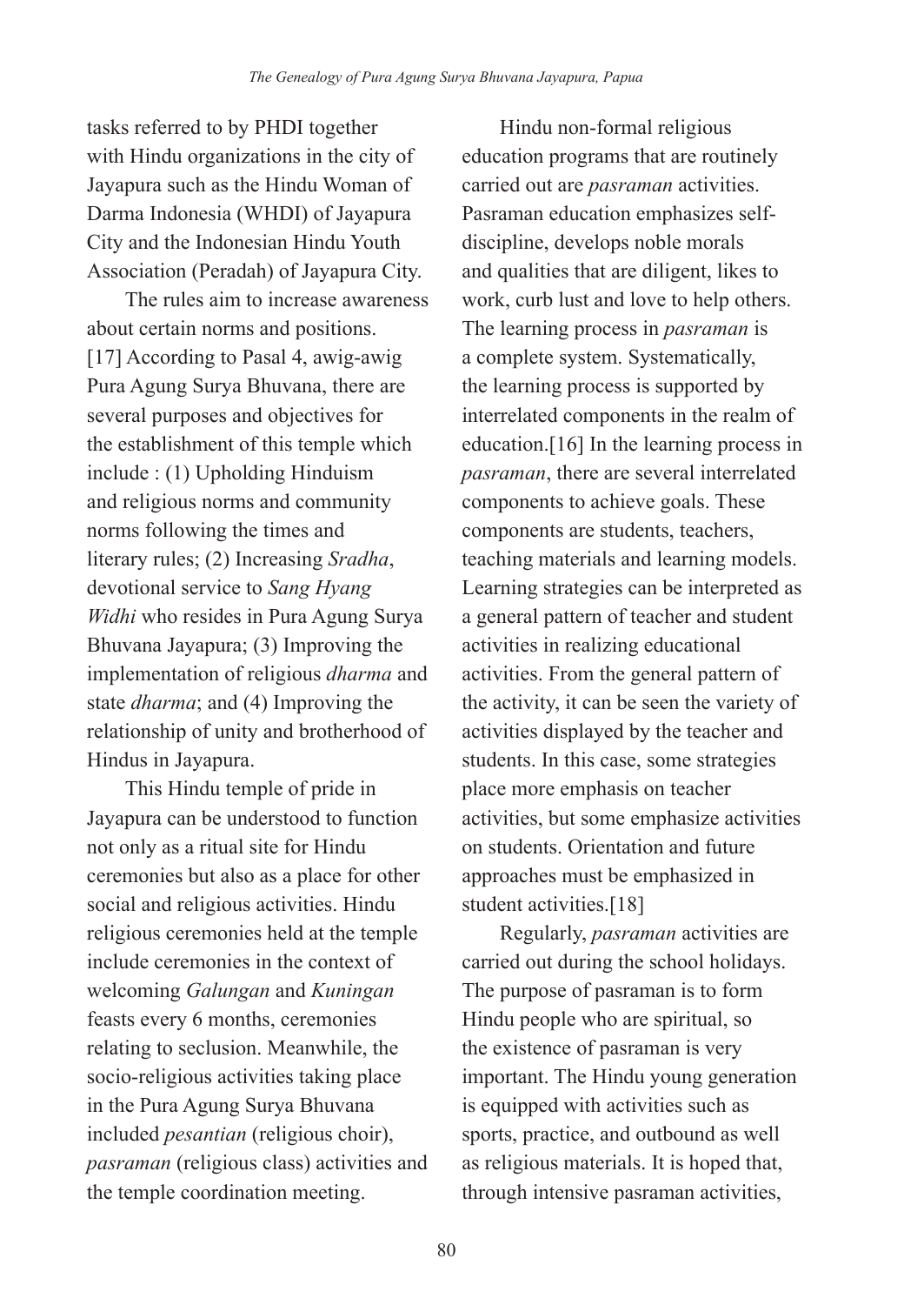tasks referred to by PHDI together with Hindu organizations in the city of Jayapura such as the Hindu Woman of Darma Indonesia (WHDI) of Jayapura City and the Indonesian Hindu Youth Association (Peradah) of Jayapura City.

The rules aim to increase awareness about certain norms and positions.[17] According to Pasal 4, awig-awig Pura Agung Surya Bhuvana, there are several purposes and objectives for the establishment of this temple which include : (1) Upholding Hinduism and religious norms and community norms following the times and literary rules; (2) Increasing *Sradha*, devotional service to *Sang Hyang Widhi* who resides in Pura Agung Surya Bhuvana Jayapura; (3) Improving the implementation of religious *dharma* and state *dharma*; and (4) Improving the relationship of unity and brotherhood of Hindus in Jayapura.

This Hindu temple of pride in Jayapura can be understood to function not only as a ritual site for Hindu ceremonies but also as a place for other social and religious activities. Hindu religious ceremonies held at the temple include ceremonies in the context of welcoming *Galungan* and *Kuningan* feasts every 6 months, ceremonies relating to seclusion. Meanwhile, the socio-religious activities taking place in the Pura Agung Surya Bhuvana included *pesantian* (religious choir), *pasraman* (religious class) activities and the temple coordination meeting.

Hindu non-formal religious education programs that are routinely carried out are *pasraman* activities. Pasraman education emphasizes self-discipline, develops noble morals and qualities that are diligent, likes to work, curb lust and love to help others. The learning process in *pasraman* is a complete system. Systematically, the learning process is supported by interrelated components in the realm of education.[16] In the learning process in *pasraman*, there are several interrelated components to achieve goals. These components are students, teachers, teaching materials and learning models. Learning strategies can be interpreted as a general pattern of teacher and student activities in realizing educational activities. From the general pattern of the activity, it can be seen the variety of activities displayed by the teacher and students. In this case, some strategies place more emphasis on teacher activities, but some emphasize activities on students. Orientation and future approaches must be emphasized in student activities.[18]

Regularly, *pasraman* activities are carried out during the school holidays. The purpose of pasraman is to form Hindu people who are spiritual, so the existence of pasraman is very important. The Hindu young generation is equipped with activities such as sports, practice, and outbound as well as religious materials. It is hoped that, through intensive pasraman activities,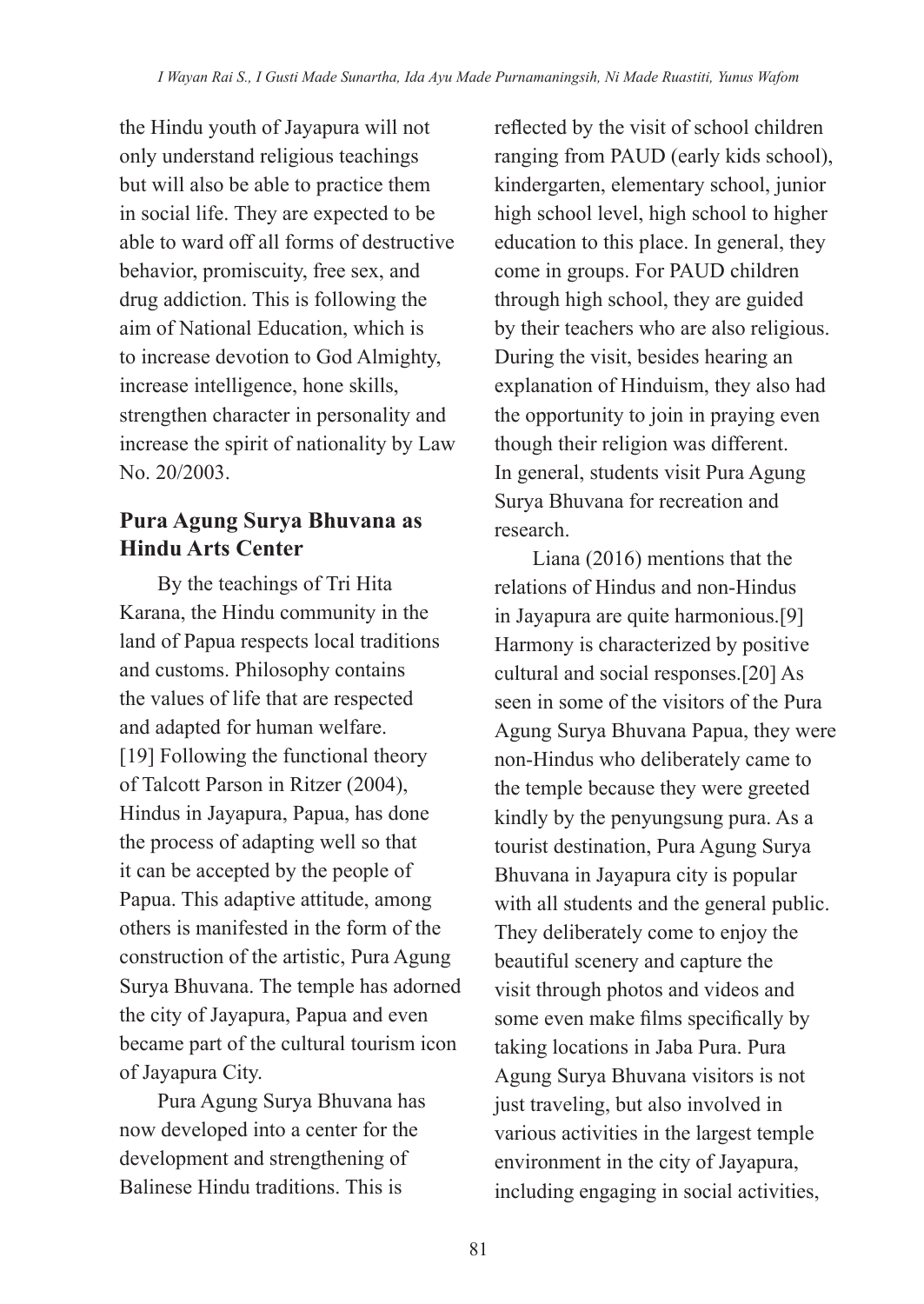the Hindu youth of Jayapura will not only understand religious teachings but will also be able to practice them in social life. They are expected to be able to ward off all forms of destructive behavior, promiscuity, free sex, and drug addiction. This is following the aim of National Education, which is to increase devotion to God Almighty, increase intelligence, hone skills, strengthen character in personality and increase the spirit of nationality by Law No. 20/2003.

## Pura Agung Surya Bhuvana as Hindu Arts Center

By the teachings of Tri Hita Karana, the Hindu community in the land of Papua respects local traditions and customs. Philosophy contains the values of life that are respected and adapted for human welfare.[19] Following the functional theory of Talcott Parson in Ritzer (2004), Hindus in Jayapura, Papua, has done the process of adapting well so that it can be accepted by the people of Papua. This adaptive attitude, among others is manifested in the form of the construction of the artistic, Pura Agung Surya Bhuvana. The temple has adorned the city of Jayapura, Papua and even became part of the cultural tourism icon of Jayapura City.

Pura Agung Surya Bhuvana has now developed into a center for the development and strengthening of Balinese Hindu traditions. This is reflected by the visit of school children ranging from PAUD (early kids school), kindergarten, elementary school, junior high school level, high school to higher education to this place. In general, they come in groups. For PAUD children through high school, they are guided by their teachers who are also religious. During the visit, besides hearing an explanation of Hinduism, they also had the opportunity to join in praying even though their religion was different. In general, students visit Pura Agung Surya Bhuvana for recreation and research.

Liana (2016) mentions that the relations of Hindus and non-Hindus in Jayapura are quite harmonious.[9] Harmony is characterized by positive cultural and social responses.[20] As seen in some of the visitors of the Pura Agung Surya Bhuvana Papua, they were non-Hindus who deliberately came to the temple because they were greeted kindly by the penyungsung pura. As a tourist destination, Pura Agung Surya Bhuvana in Jayapura city is popular with all students and the general public. They deliberately come to enjoy the beautiful scenery and capture the visit through photos and videos and some even make films specifically by taking locations in Jaba Pura. Pura Agung Surya Bhuvana visitors is not just traveling, but also involved in various activities in the largest temple environment in the city of Jayapura, including engaging in social activities,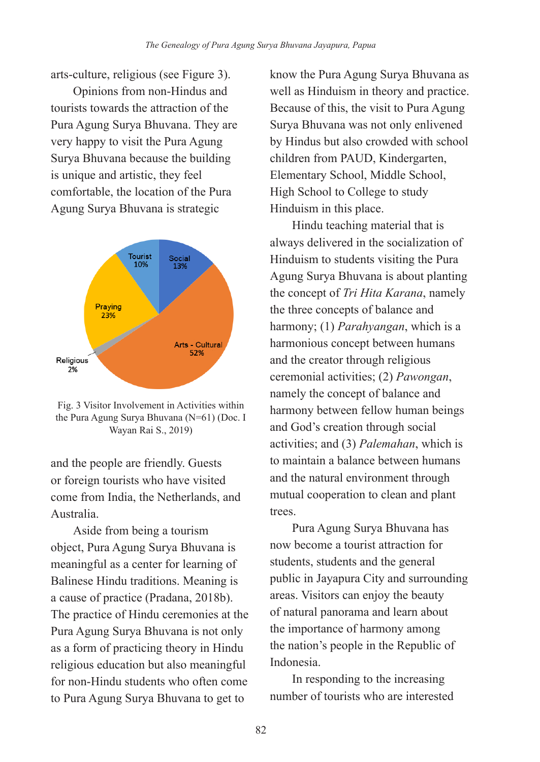arts-culture, religious (see Figure 3).

Opinions from non-Hindus and tourists towards the attraction of the Pura Agung Surya Bhuvana. They are very happy to visit the Pura Agung Surya Bhuvana because the building is unique and artistic, they feel comfortable, the location of the Pura Agung Surya Bhuvana is strategic

Fig. 3 Visitor Involvement in Activities within the Pura Agung Surya Bhuvana (N=61) (Doc. I Wayan Rai S., 2019)

and the people are friendly. Guests or foreign tourists who have visited come from India, the Netherlands, and Australia.

Aside from being a tourism object, Pura Agung Surya Bhuvana is meaningful as a center for learning of Balinese Hindu traditions. Meaning is a cause of practice (Pradana, 2018b). The practice of Hindu ceremonies at the Pura Agung Surya Bhuvana is not only as a form of practicing theory in Hindu religious education but also meaningful for non-Hindu students who often come to Pura Agung Surya Bhuvana to get to know the Pura Agung Surya Bhuvana as well as Hinduism in theory and practice. Because of this, the visit to Pura Agung Surya Bhuvana was not only enlivened by Hindus but also crowded with school children from PAUD, Kindergarten, Elementary School, Middle School, High School to College to study Hinduism in this place.

Hindu teaching material that is always delivered in the socialization of Hinduism to students visiting the Pura Agung Surya Bhuvana is about planting the concept of *Tri Hita Karana*, namely the three concepts of balance and harmony; (1) *Parahyangan*, which is a harmonious concept between humans and the creator through religious ceremonial activities; (2) *Pawongan*, namely the concept of balance and harmony between fellow human beings and God's creation through social activities; and (3) *Palemahan*, which is to maintain a balance between humans and the natural environment through mutual cooperation to clean and plant trees.

Pura Agung Surya Bhuvana has now become a tourist attraction for students, students and the general public in Jayapura City and surrounding areas. Visitors can enjoy the beauty of natural panorama and learn about the importance of harmony among the nation's people in the Republic of Indonesia.

In responding to the increasing number of tourists who are interested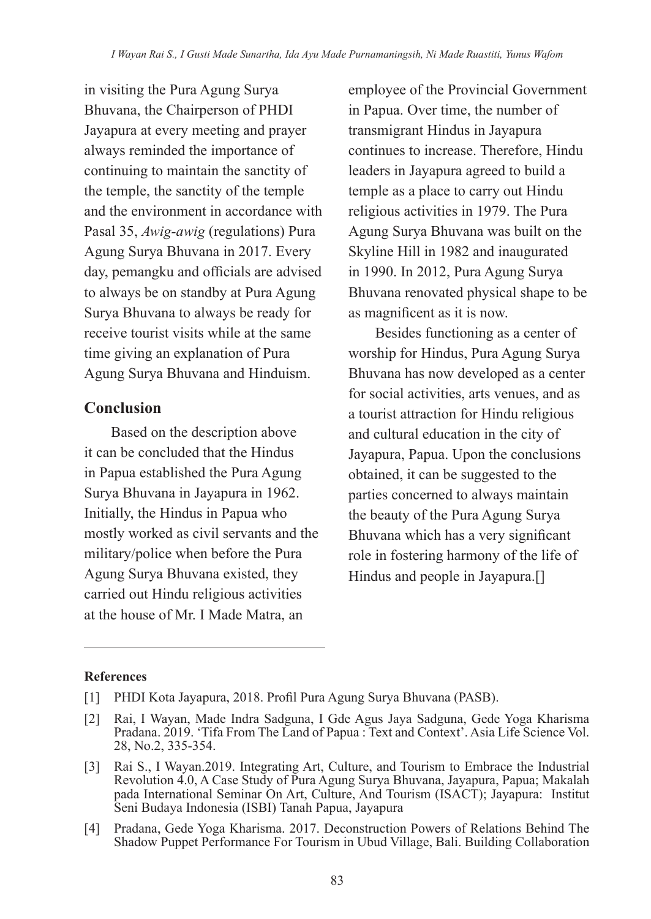in visiting the Pura Agung Surya Bhuvana, the Chairperson of PHDI Jayapura at every meeting and prayer always reminded the importance of continuing to maintain the sanctity of the temple, the sanctity of the temple and the environment in accordance with Pasal 35, *Awig-awig* (regulations) Pura Agung Surya Bhuvana in 2017. Every day, pemangku and officials are advised to always be on standby at Pura Agung Surya Bhuvana to always be ready for receive tourist visits while at the same time giving an explanation of Pura Agung Surya Bhuvana and Hinduism.

## Conclusion

Based on the description above it can be concluded that the Hindus in Papua established the Pura Agung Surya Bhuvana in Jayapura in 1962. Initially, the Hindus in Papua who mostly worked as civil servants and the military/police when before the Pura Agung Surya Bhuvana existed, they carried out Hindu religious activities at the house of Mr. I Made Matra, an employee of the Provincial Government in Papua. Over time, the number of transmigrant Hindus in Jayapura continues to increase. Therefore, Hindu leaders in Jayapura agreed to build a temple as a place to carry out Hindu religious activities in 1979. The Pura Agung Surya Bhuvana was built on the Skyline Hill in 1982 and inaugurated in 1990. In 2012, Pura Agung Surya Bhuvana renovated physical shape to be as magnificent as it is now.

Besides functioning as a center of worship for Hindus, Pura Agung Surya Bhuvana has now developed as a center for social activities, arts venues, and as a tourist attraction for Hindu religious and cultural education in the city of Jayapura, Papua. Upon the conclusions obtained, it can be suggested to the parties concerned to always maintain the beauty of the Pura Agung Surya Bhuvana which has a very significant role in fostering harmony of the life of Hindus and people in Jayapura.[]

## References

[1] PHDI Kota Jayapura, 2018. Profil Pura Agung Surya Bhuvana (PASB).

[2] Rai, I Wayan, Made Indra Sadguna, I Gde Agus Jaya Sadguna, Gede Yoga Kharisma Pradana. 2019. 'Tifa From The Land of Papua : Text and Context'. Asia Life Science Vol. 28, No.2, 335-354.

[3] Rai S., I Wayan.2019. Integrating Art, Culture, and Tourism to Embrace the Industrial Revolution 4.0, A Case Study of Pura Agung Surya Bhuvana, Jayapura, Papua; Makalah pada International Seminar On Art, Culture, And Tourism (ISACT); Jayapura: Institut Seni Budaya Indonesia (ISBI) Tanah Papua, Jayapura

[4] Pradana, Gede Yoga Kharisma. 2017. Deconstruction Powers of Relations Behind The Shadow Puppet Performance For Tourism in Ubud Village, Bali. Building Collaboration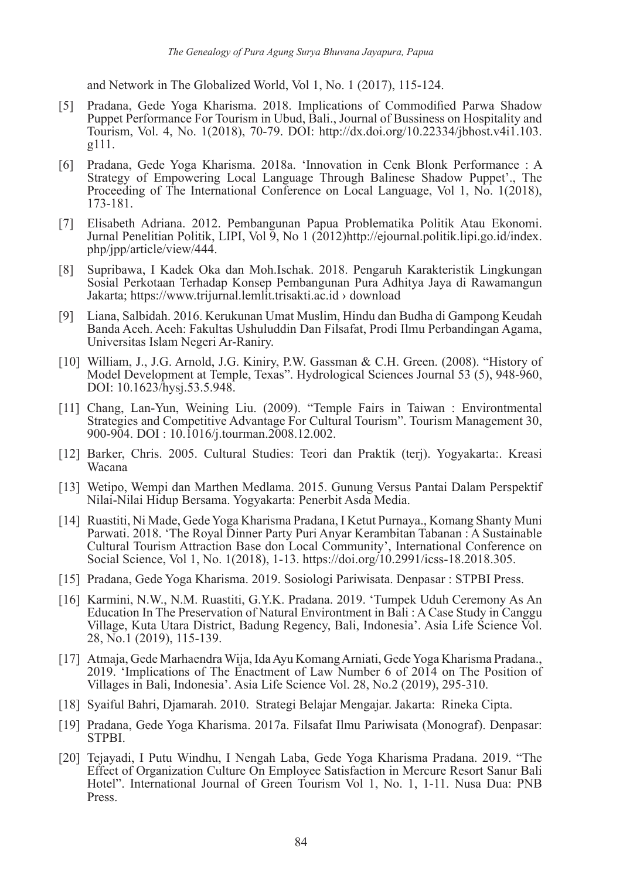and Network in The Globalized World, Vol 1, No. 1 (2017), 115-124.

[5] Pradana, Gede Yoga Kharisma. 2018. Implications of Commodified Parwa Shadow Puppet Performance For Tourism in Ubud, Bali., Journal of Bussiness on Hospitality and Tourism, Vol. 4, No. 1(2018), 70-79. DOI: http://dx.doi.org/10.22334/jbhost.v4i1.103.g111.

[6] Pradana, Gede Yoga Kharisma. 2018a. 'Innovation in Cenk Blonk Performance : A Strategy of Empowering Local Language Through Balinese Shadow Puppet'., The Proceeding of The International Conference on Local Language, Vol 1, No. 1(2018), 173-181.

[7] Elisabeth Adriana. 2012. Pembangunan Papua Problematika Politik Atau Ekonomi. Jurnal Penelitian Politik, LIPI, Vol 9, No 1 (2012)http://ejournal.politik.lipi.go.id/index.php/jpp/article/view/444.

[8] Supribawa, I Kadek Oka dan Moh.Ischak. 2018. Pengaruh Karakteristik Lingkungan Sosial Perkotaan Terhadap Konsep Pembangunan Pura Adhitya Jaya di Rawamangun Jakarta; https://www.trijurnal.lemlit.trisakti.ac.id › download

[9] Liana, Salbidah. 2016. Kerukunan Umat Muslim, Hindu dan Budha di Gampong Keudah Banda Aceh. Aceh: Fakultas Ushuluddin Dan Filsafat, Prodi Ilmu Perbandingan Agama, Universitas Islam Negeri Ar-Raniry.

[10] William, J., J.G. Arnold, J.G. Kiniry, P.W. Gassman & C.H. Green. (2008). "History of Model Development at Temple, Texas". Hydrological Sciences Journal 53 (5), 948-960, DOI: 10.1623/hysj.53.5.948.

[11] Chang, Lan-Yun, Weining Liu. (2009). "Temple Fairs in Taiwan : Environtmental Strategies and Competitive Advantage For Cultural Tourism". Tourism Management 30, 900-904. DOI : 10.1016/j.tourman.2008.12.002.

[12] Barker, Chris. 2005. Cultural Studies: Teori dan Praktik (terj). Yogyakarta:. Kreasi Wacana

[13] Wetipo, Wempi dan Marthen Medlama. 2015. Gunung Versus Pantai Dalam Perspektif Nilai-Nilai Hidup Bersama. Yogyakarta: Penerbit Asda Media.

[14] Ruastiti, Ni Made, Gede Yoga Kharisma Pradana, I Ketut Purnaya., Komang Shanty Muni Parwati. 2018. 'The Royal Dinner Party Puri Anyar Kerambitan Tabanan : A Sustainable Cultural Tourism Attraction Base don Local Community', International Conference on Social Science, Vol 1, No. 1(2018), 1-13. https://doi.org/10.2991/icss-18.2018.305.

[15] Pradana, Gede Yoga Kharisma. 2019. Sosiologi Pariwisata. Denpasar : STPBI Press.

[16] Karmini, N.W., N.M. Ruastiti, G.Y.K. Pradana. 2019. 'Tumpek Uduh Ceremony As An Education In The Preservation of Natural Environtment in Bali : A Case Study in Canggu Village, Kuta Utara District, Badung Regency, Bali, Indonesia'. Asia Life Science Vol. 28, No.1 (2019), 115-139.

[17] Atmaja, Gede Marhaendra Wija, Ida Ayu Komang Arniati, Gede Yoga Kharisma Pradana., 2019. 'Implications of The Enactment of Law Number 6 of 2014 on The Position of Villages in Bali, Indonesia'. Asia Life Science Vol. 28, No.2 (2019), 295-310.

[18] Syaiful Bahri, Djamarah. 2010. Strategi Belajar Mengajar. Jakarta: Rineka Cipta.

[19] Pradana, Gede Yoga Kharisma. 2017a. Filsafat Ilmu Pariwisata (Monograf). Denpasar: STPBI.

[20] Tejayadi, I Putu Windhu, I Nengah Laba, Gede Yoga Kharisma Pradana. 2019. "The Effect of Organization Culture On Employee Satisfaction in Mercure Resort Sanur Bali Hotel". International Journal of Green Tourism Vol 1, No. 1, 1-11. Nusa Dua: PNB Press.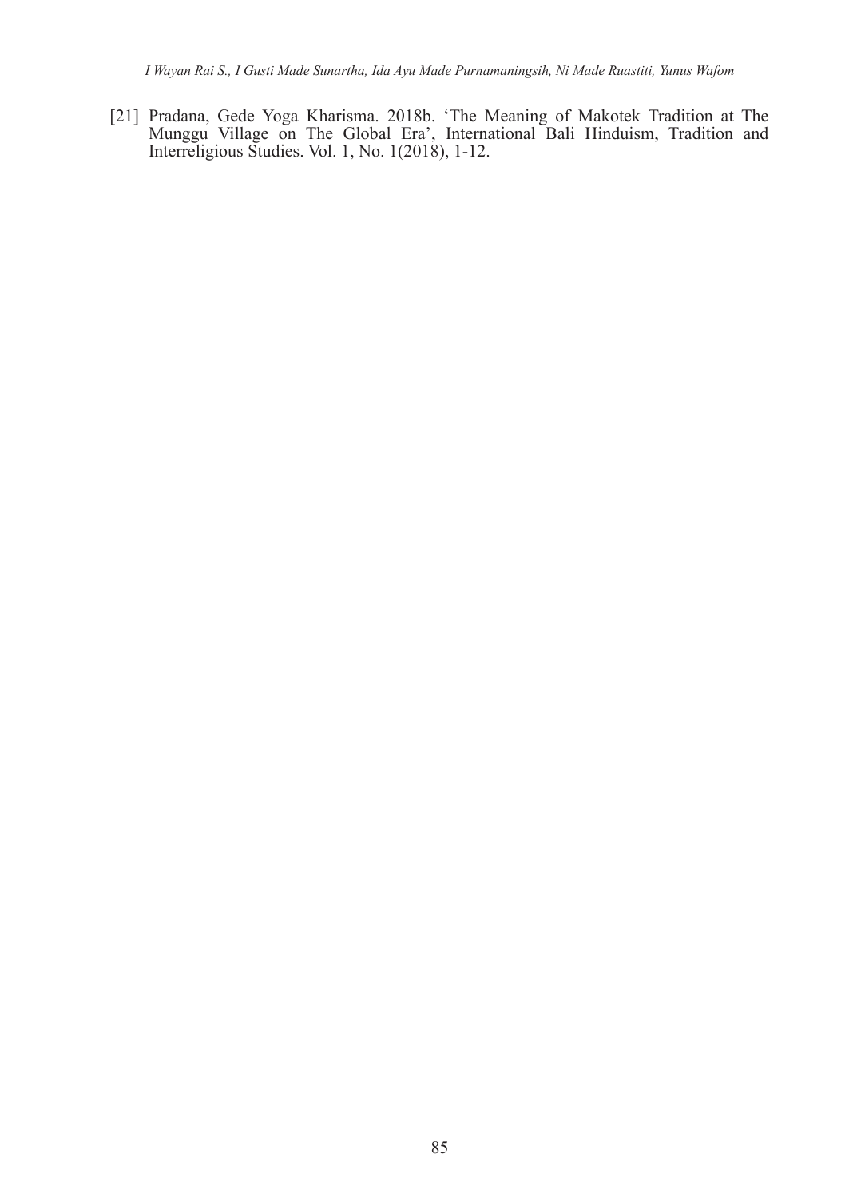[21] Pradana, Gede Yoga Kharisma. 2018b. 'The Meaning of Makotek Tradition at The Munggu Village on The Global Era', International Bali Hinduism, Tradition and Interreligious Studies. Vol. 1, No. 1(2018), 1-12.